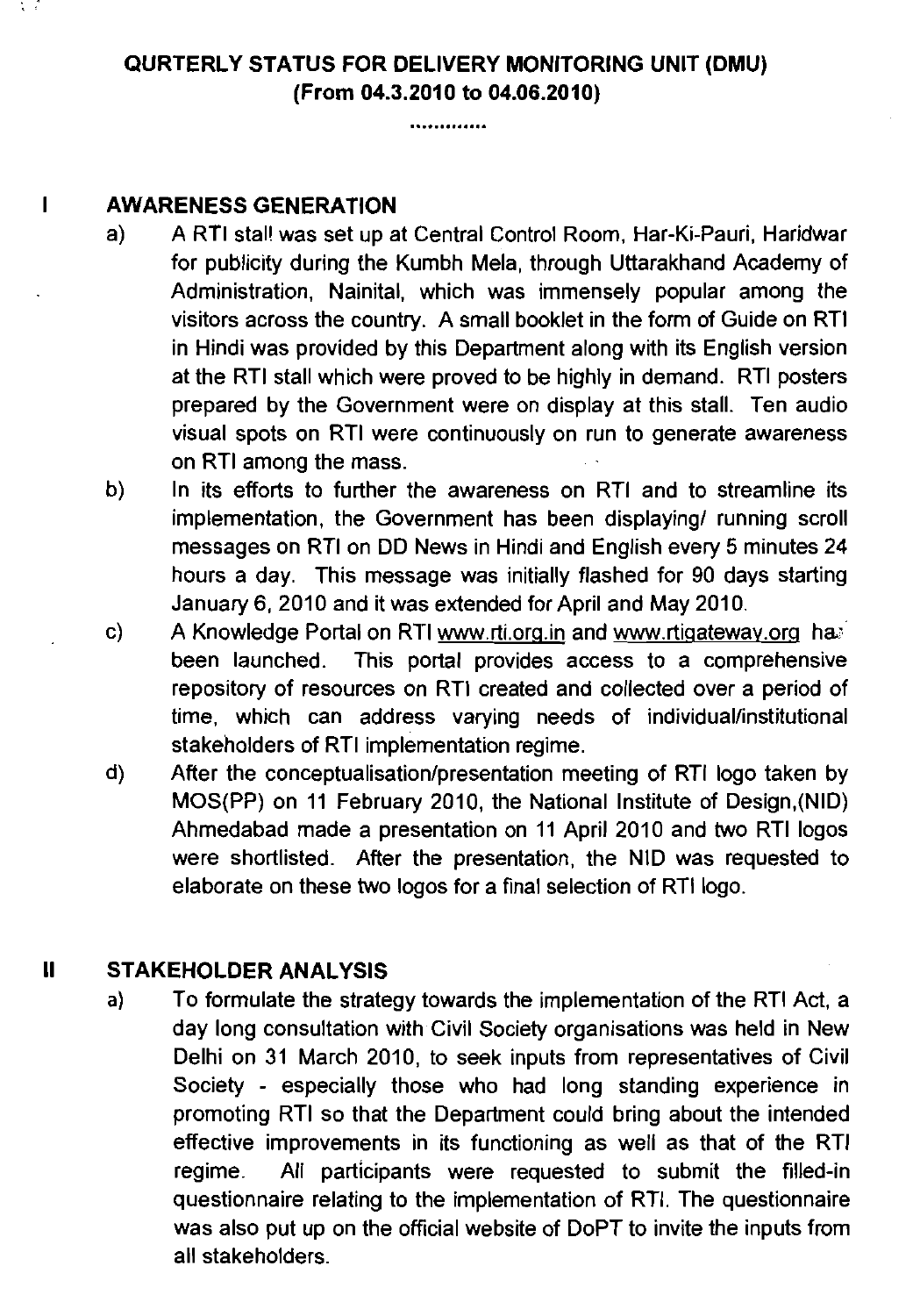# QURTERLY STATUS FOR DELIVERY MONITORING UNIT (DMU)
## (From 04.3.2010 to 04.06.2010)

............

## I AWARENESS GENERATION

a) A RTI stall was set up at Central Control Room, Har-Ki-Pauri, Haridwar for publicity during the Kumbh Mela, through Uttarakhand Academy of Administration, Nainital, which was immensely popular among the visitors across the country. A small booklet in the form of Guide on RTI in Hindi was provided by this Department along with its English version at the RTI stall which were proved to be highly in demand. RTI posters prepared by the Government were on display at this stall. Ten audio visual spots on RTI were continuously on run to generate awareness on RTI among the mass.

b) In its efforts to further the awareness on RTI and to streamline its implementation, the Government has been displaying/ running scroll messages on RTI on DD News in Hindi and English every 5 minutes 24 hours a day. This message was initially flashed for 90 days starting January 6, 2010 and it was extended for April and May 2010.

c) A Knowledge Portal on RTI www.rti.org.in and www.rtigateway.org has been launched. This portal provides access to a comprehensive repository of resources on RTI created and collected over a period of time, which can address varying needs of individual/institutional stakeholders of RTI implementation regime.

d) After the conceptualisation/presentation meeting of RTI logo taken by MOS(PP) on 11 February 2010, the National Institute of Design,(NID) Ahmedabad made a presentation on 11 April 2010 and two RTI logos were shortlisted. After the presentation, the NID was requested to elaborate on these two logos for a final selection of RTI logo.

## II STAKEHOLDER ANALYSIS

a) To formulate the strategy towards the implementation of the RTI Act, a day long consultation with Civil Society organisations was held in New Delhi on 31 March 2010, to seek inputs from representatives of Civil Society - especially those who had long standing experience in promoting RTI so that the Department could bring about the intended effective improvements in its functioning as well as that of the RTI regime. All participants were requested to submit the filled-in questionnaire relating to the implementation of RTI. The questionnaire was also put up on the official website of DoPT to invite the inputs from all stakeholders.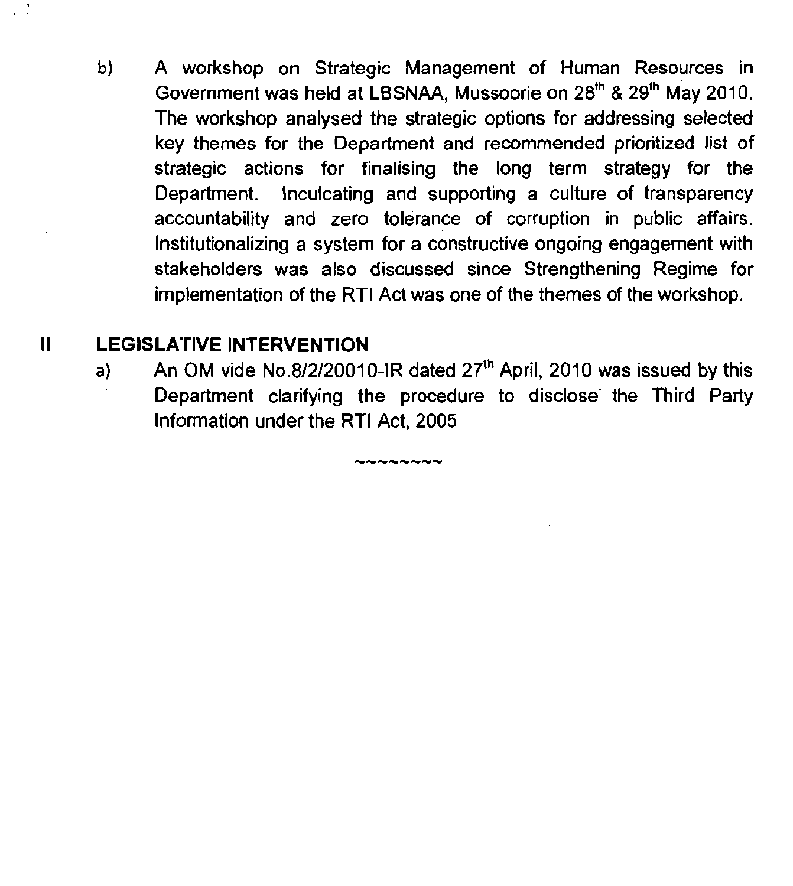b) A workshop on Strategic Management of Human Resources in Government was held at LBSNAA, Mussoorie on 28th & 29th May 2010. The workshop analysed the strategic options for addressing selected key themes for the Department and recommended prioritized list of strategic actions for finalising the long term strategy for the Department. Inculcating and supporting a culture of transparency accountability and zero tolerance of corruption in public affairs. Institutionalizing a system for a constructive ongoing engagement with stakeholders was also discussed since Strengthening Regime for implementation of the RTI Act was one of the themes of the workshop.

## II LEGISLATIVE INTERVENTION

a) An OM vide No.8/2/20010-IR dated 27th April, 2010 was issued by this Department clarifying the procedure to disclose the Third Party Information under the RTI Act, 2005

~~~~~~~~